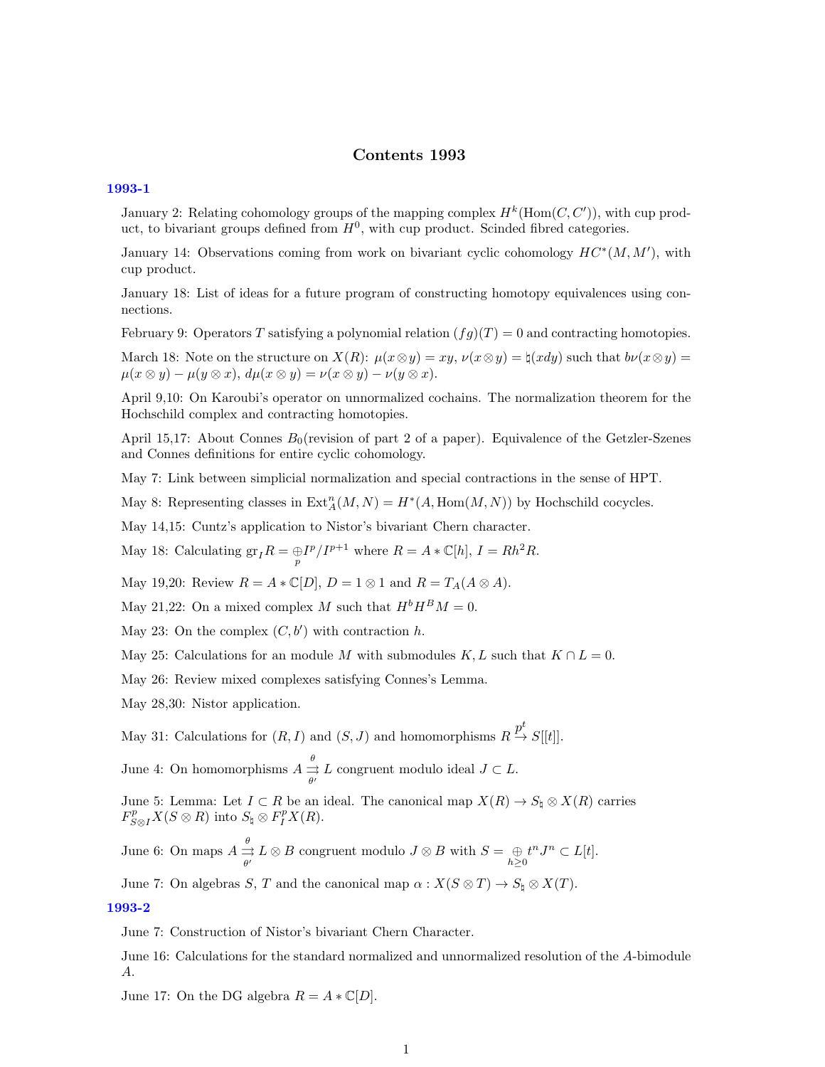# Contents 1993

## 1993-1

January 2: Relating cohomology groups of the mapping complex $H^k(\mathrm{Hom}(C, C'))$, with cup product, to bivariant groups defined from $H^0$, with cup product. Scinded fibred categories.

January 14: Observations coming from work on bivariant cyclic cohomology $HC^*(M, M')$, with cup product.

January 18: List of ideas for a future program of constructing homotopy equivalences using connections.

February 9: Operators $T$ satisfying a polynomial relation $(fg)(T) = 0$ and contracting homotopies.

March 18: Note on the structure on $X(R)$: $\mu(x \otimes y) = xy$, $\nu(x \otimes y) = \natural(xdy)$ such that $b\nu(x \otimes y) = \mu(x \otimes y) - \mu(y \otimes x)$, $d\mu(x \otimes y) = \nu(x \otimes y) - \nu(y \otimes x)$.

April 9,10: On Karoubi's operator on unnormalized cochains. The normalization theorem for the Hochschild complex and contracting homotopies.

April 15,17: About Connes $B_0$(revision of part 2 of a paper). Equivalence of the Getzler-Szenes and Connes definitions for entire cyclic cohomology.

May 7: Link between simplicial normalization and special contractions in the sense of HPT.

May 8: Representing classes in $\mathrm{Ext}^n_A(M, N) = H^*(A, \mathrm{Hom}(M, N))$ by Hochschild cocycles.

May 14,15: Cuntz's application to Nistor's bivariant Chern character.

May 18: Calculating $\mathrm{gr}_I R = \underset{p}{\oplus} I^p/I^{p+1}$ where $R = A * \mathbb{C}[h]$, $I = Rh^2R$.

May 19,20: Review $R = A * \mathbb{C}[D]$, $D = 1 \otimes 1$ and $R = T_A(A \otimes A)$.

May 21,22: On a mixed complex $M$ such that $H^b H^B M = 0$.

May 23: On the complex $(C, b')$ with contraction $h$.

May 25: Calculations for an module $M$ with submodules $K, L$ such that $K \cap L = 0$.

May 26: Review mixed complexes satisfying Connes's Lemma.

May 28,30: Nistor application.

May 31: Calculations for $(R, I)$ and $(S, J)$ and homomorphisms $R \overset{p^t}{\to} S[[t]]$.

June 4: On homomorphisms $A \underset{\theta'}{\overset{\theta}{\rightrightarrows}} L$ congruent modulo ideal $J \subset L$.

June 5: Lemma: Let $I \subset R$ be an ideal. The canonical map $X(R) \to S_\natural \otimes X(R)$ carries $F^p_{S \otimes I} X(S \otimes R)$ into $S_\natural \otimes F^p_I X(R)$.

June 6: On maps $A \underset{\theta'}{\overset{\theta}{\rightrightarrows}} L \otimes B$ congruent modulo $J \otimes B$ with $S = \underset{h \geq 0}{\oplus} t^n J^n \subset L[t]$.

June 7: On algebras $S$, $T$ and the canonical map $\alpha : X(S \otimes T) \to S_\natural \otimes X(T)$.

## 1993-2

June 7: Construction of Nistor's bivariant Chern Character.

June 16: Calculations for the standard normalized and unnormalized resolution of the $A$-bimodule $A$.

June 17: On the DG algebra $R = A * \mathbb{C}[D]$.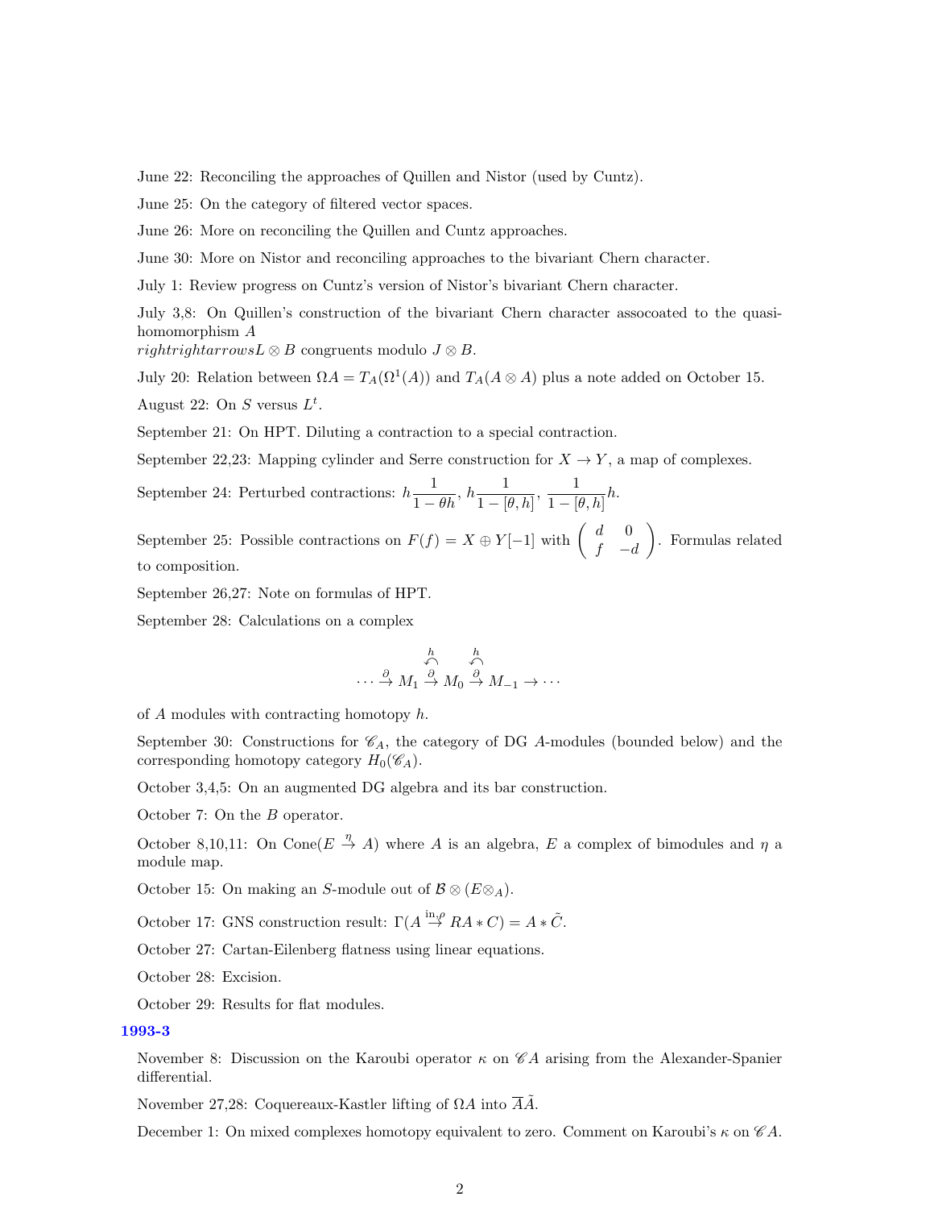June 22: Reconciling the approaches of Quillen and Nistor (used by Cuntz).

June 25: On the category of filtered vector spaces.

June 26: More on reconciling the Quillen and Cuntz approaches.

June 30: More on Nistor and reconciling approaches to the bivariant Chern character.

July 1: Review progress on Cuntz's version of Nistor's bivariant Chern character.

July 3,8: On Quillen's construction of the bivariant Chern character assocoated to the quasi-homomorphism $A$ 
$rightrightarrows L \otimes B$ congruents modulo $J \otimes B$.

July 20: Relation between $\Omega A = T_A(\Omega^1(A))$ and $T_A(A \otimes A)$ plus a note added on October 15.

August 22: On $S$ versus $L^t$.

September 21: On HPT. Diluting a contraction to a special contraction.

September 22,23: Mapping cylinder and Serre construction for $X \to Y$, a map of complexes.

September 24: Perturbed contractions: $h\dfrac{1}{1-\theta h}$, $h\dfrac{1}{1-[\theta,h]}$, $\dfrac{1}{1-[\theta,h]}h$.

September 25: Possible contractions on $F(f) = X \oplus Y[-1]$ with $\begin{pmatrix} d & 0 \\ f & -d \end{pmatrix}$. Formulas related to composition.

September 26,27: Note on formulas of HPT.

September 28: Calculations on a complex

$$\cdots \overset{\partial}{\to} M_1 \underset{\overset{h}{\curvearrowleft}}{\overset{\partial}{\to}} M_0 \underset{\overset{h}{\curvearrowleft}}{\overset{\partial}{\to}} M_{-1} \to \cdots$$

of $A$ modules with contracting homotopy $h$.

September 30: Constructions for $\mathscr{C}_A$, the category of DG $A$-modules (bounded below) and the corresponding homotopy category $H_0(\mathscr{C}_A)$.

October 3,4,5: On an augmented DG algebra and its bar construction.

October 7: On the $B$ operator.

October 8,10,11: On Cone($E \overset{\eta}{\to} A$) where $A$ is an algebra, $E$ a complex of bimodules and $\eta$ a module map.

October 15: On making an $S$-module out of $\mathcal{B} \otimes (E \otimes_A)$.

October 17: GNS construction result: $\Gamma(A \overset{\mathrm{in}\,\rho}{\to} RA * C) = A * \tilde{C}$.

October 27: Cartan-Eilenberg flatness using linear equations.

October 28: Excision.

October 29: Results for flat modules.

## 1993-3

November 8: Discussion on the Karoubi operator $\kappa$ on $\mathscr{C}A$ arising from the Alexander-Spanier differential.

November 27,28: Coquereaux-Kastler lifting of $\Omega A$ into $\overline{A}\tilde{A}$.

December 1: On mixed complexes homotopy equivalent to zero. Comment on Karoubi's $\kappa$ on $\mathscr{C}A$.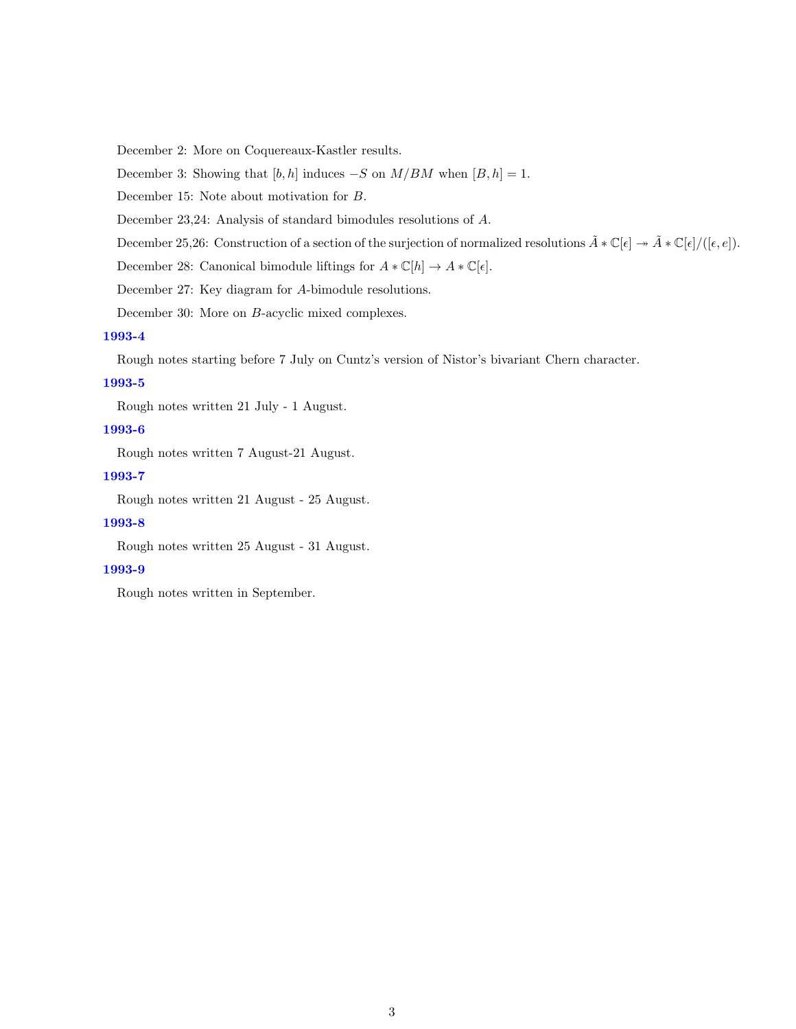December 2: More on Coquereaux-Kastler results.

December 3: Showing that $[b, h]$ induces $-S$ on $M/BM$ when $[B, h] = 1$.

December 15: Note about motivation for $B$.

December 23,24: Analysis of standard bimodules resolutions of $A$.

December 25,26: Construction of a section of the surjection of normalized resolutions $\tilde{A} * \mathbb{C}[\epsilon] \twoheadrightarrow \tilde{A} * \mathbb{C}[\epsilon]/([\epsilon, e])$.

December 28: Canonical bimodule liftings for $A * \mathbb{C}[h] \to A * \mathbb{C}[\epsilon]$.

December 27: Key diagram for $A$-bimodule resolutions.

December 30: More on $B$-acyclic mixed complexes.

**1993-4**

Rough notes starting before 7 July on Cuntz's version of Nistor's bivariant Chern character.

**1993-5**

Rough notes written 21 July - 1 August.

**1993-6**

Rough notes written 7 August-21 August.

**1993-7**

Rough notes written 21 August - 25 August.

**1993-8**

Rough notes written 25 August - 31 August.

**1993-9**

Rough notes written in September.